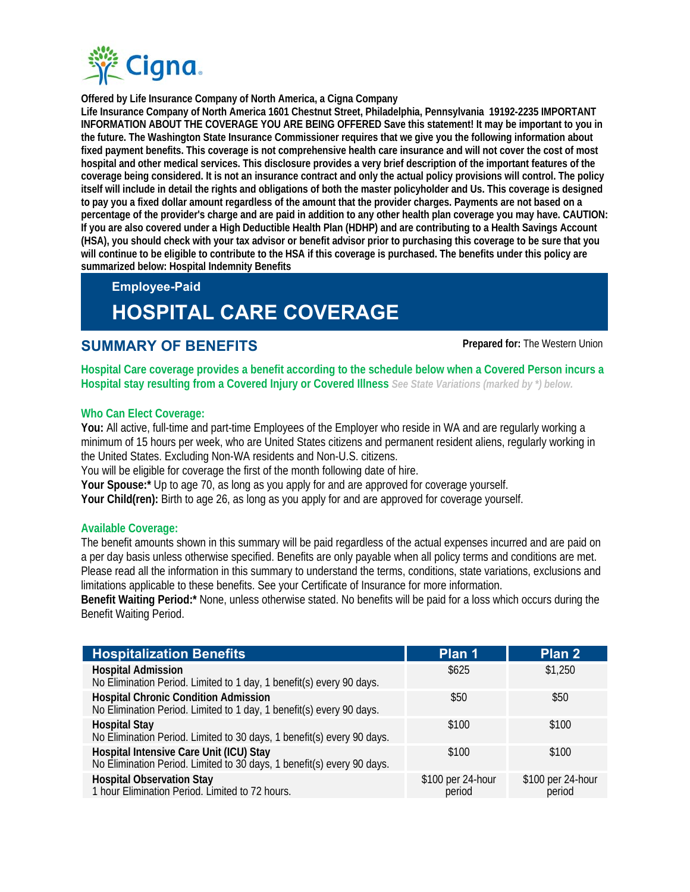Cigna

**Offered by Life Insurance Company of North America, a Cigna Company**
**Life Insurance Company of North America 1601 Chestnut Street, Philadelphia, Pennsylvania 19192-2235 IMPORTANT INFORMATION ABOUT THE COVERAGE YOU ARE BEING OFFERED Save this statement! It may be important to you in the future. The Washington State Insurance Commissioner requires that we give you the following information about fixed payment benefits. This coverage is not comprehensive health care insurance and will not cover the cost of most hospital and other medical services. This disclosure provides a very brief description of the important features of the coverage being considered. It is not an insurance contract and only the actual policy provisions will control. The policy itself will include in detail the rights and obligations of both the master policyholder and Us. This coverage is designed to pay you a fixed dollar amount regardless of the amount that the provider charges. Payments are not based on a percentage of the provider's charge and are paid in addition to any other health plan coverage you may have. CAUTION: If you are also covered under a High Deductible Health Plan (HDHP) and are contributing to a Health Savings Account (HSA), you should check with your tax advisor or benefit advisor prior to purchasing this coverage to be sure that you will continue to be eligible to contribute to the HSA if this coverage is purchased. The benefits under this policy are summarized below: Hospital Indemnity Benefits**

Employee-Paid

# HOSPITAL CARE COVERAGE

## SUMMARY OF BENEFITS

**Prepared for:** The Western Union

**Hospital Care coverage provides a benefit according to the schedule below when a Covered Person incurs a Hospital stay resulting from a Covered Injury or Covered Illness** *See State Variations (marked by *) below.*

### Who Can Elect Coverage:

**You:** All active, full-time and part-time Employees of the Employer who reside in WA and are regularly working a minimum of 15 hours per week, who are United States citizens and permanent resident aliens, regularly working in the United States. Excluding Non-WA residents and Non-U.S. citizens.
You will be eligible for coverage the first of the month following date of hire.
**Your Spouse:*** Up to age 70, as long as you apply for and are approved for coverage yourself.
**Your Child(ren):** Birth to age 26, as long as you apply for and are approved for coverage yourself.

### Available Coverage:

The benefit amounts shown in this summary will be paid regardless of the actual expenses incurred and are paid on a per day basis unless otherwise specified. Benefits are only payable when all policy terms and conditions are met. Please read all the information in this summary to understand the terms, conditions, state variations, exclusions and limitations applicable to these benefits. See your Certificate of Insurance for more information.
**Benefit Waiting Period:*** None, unless otherwise stated. No benefits will be paid for a loss which occurs during the Benefit Waiting Period.

| Hospitalization Benefits | Plan 1 | Plan 2 |
|---|---|---|
| **Hospital Admission**<br>No Elimination Period. Limited to 1 day, 1 benefit(s) every 90 days. | $625 | $1,250 |
| **Hospital Chronic Condition Admission**<br>No Elimination Period. Limited to 1 day, 1 benefit(s) every 90 days. | $50 | $50 |
| **Hospital Stay**<br>No Elimination Period. Limited to 30 days, 1 benefit(s) every 90 days. | $100 | $100 |
| **Hospital Intensive Care Unit (ICU) Stay**<br>No Elimination Period. Limited to 30 days, 1 benefit(s) every 90 days. | $100 | $100 |
| **Hospital Observation Stay**<br>1 hour Elimination Period. Limited to 72 hours. | $100 per 24-hour period | $100 per 24-hour period |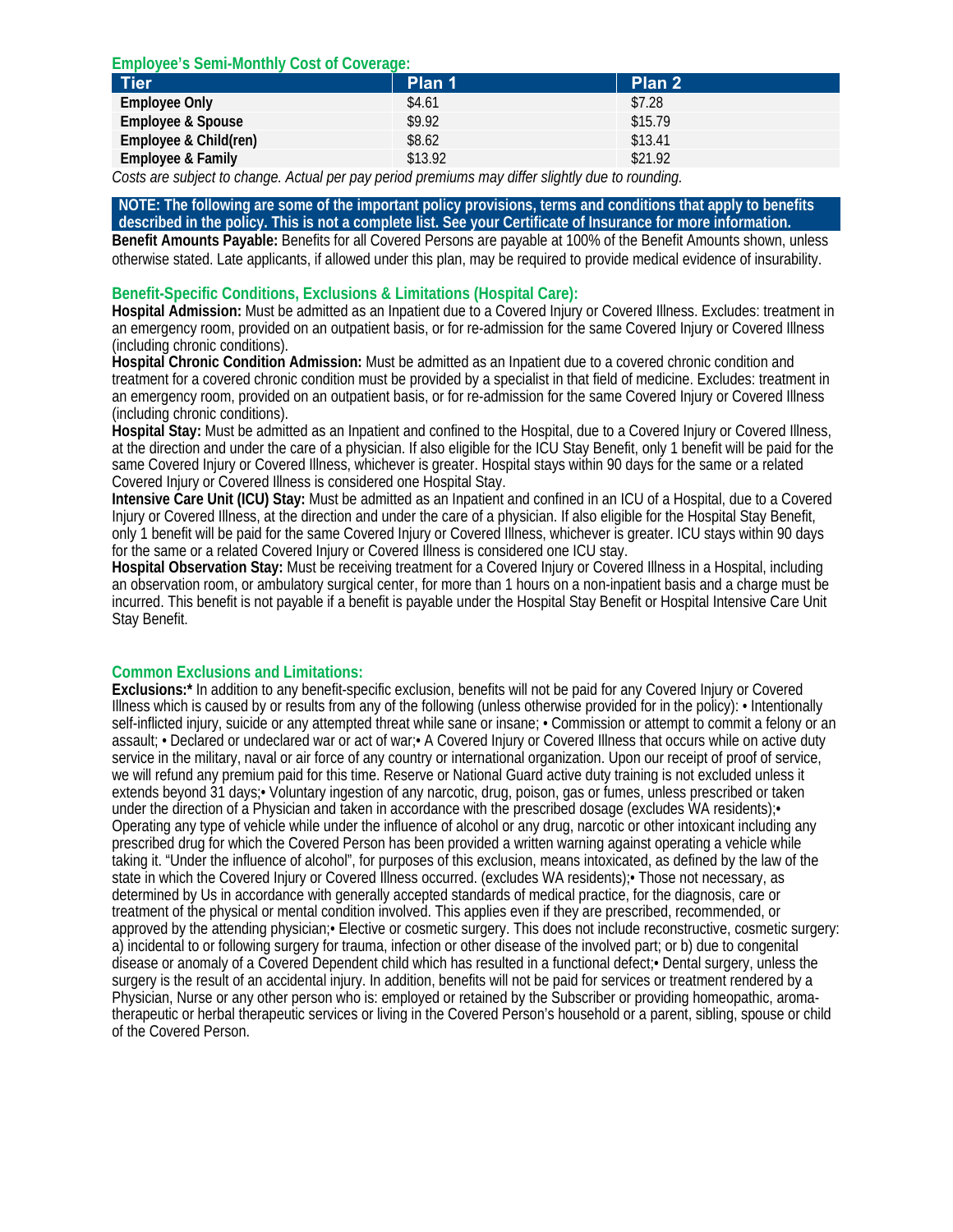### Employee's Semi-Monthly Cost of Coverage:

| Tier | Plan 1 | Plan 2 |
|---|---|---|
| **Employee Only** | $4.61 | $7.28 |
| **Employee & Spouse** | $9.92 | $15.79 |
| **Employee & Child(ren)** | $8.62 | $13.41 |
| **Employee & Family** | $13.92 | $21.92 |

*Costs are subject to change. Actual per pay period premiums may differ slightly due to rounding.*

**NOTE: The following are some of the important policy provisions, terms and conditions that apply to benefits described in the policy. This is not a complete list. See your Certificate of Insurance for more information.**

**Benefit Amounts Payable:** Benefits for all Covered Persons are payable at 100% of the Benefit Amounts shown, unless otherwise stated. Late applicants, if allowed under this plan, may be required to provide medical evidence of insurability.

### Benefit-Specific Conditions, Exclusions & Limitations (Hospital Care):

**Hospital Admission:** Must be admitted as an Inpatient due to a Covered Injury or Covered Illness. Excludes: treatment in an emergency room, provided on an outpatient basis, or for re-admission for the same Covered Injury or Covered Illness (including chronic conditions).

**Hospital Chronic Condition Admission:** Must be admitted as an Inpatient due to a covered chronic condition and treatment for a covered chronic condition must be provided by a specialist in that field of medicine. Excludes: treatment in an emergency room, provided on an outpatient basis, or for re-admission for the same Covered Injury or Covered Illness (including chronic conditions).

**Hospital Stay:** Must be admitted as an Inpatient and confined to the Hospital, due to a Covered Injury or Covered Illness, at the direction and under the care of a physician. If also eligible for the ICU Stay Benefit, only 1 benefit will be paid for the same Covered Injury or Covered Illness, whichever is greater. Hospital stays within 90 days for the same or a related Covered Injury or Covered Illness is considered one Hospital Stay.

**Intensive Care Unit (ICU) Stay:** Must be admitted as an Inpatient and confined in an ICU of a Hospital, due to a Covered Injury or Covered Illness, at the direction and under the care of a physician. If also eligible for the Hospital Stay Benefit, only 1 benefit will be paid for the same Covered Injury or Covered Illness, whichever is greater. ICU stays within 90 days for the same or a related Covered Injury or Covered Illness is considered one ICU stay.

**Hospital Observation Stay:** Must be receiving treatment for a Covered Injury or Covered Illness in a Hospital, including an observation room, or ambulatory surgical center, for more than 1 hours on a non-inpatient basis and a charge must be incurred. This benefit is not payable if a benefit is payable under the Hospital Stay Benefit or Hospital Intensive Care Unit Stay Benefit.

### Common Exclusions and Limitations:

**Exclusions:*** In addition to any benefit-specific exclusion, benefits will not be paid for any Covered Injury or Covered Illness which is caused by or results from any of the following (unless otherwise provided for in the policy): • Intentionally self-inflicted injury, suicide or any attempted threat while sane or insane; • Commission or attempt to commit a felony or an assault; • Declared or undeclared war or act of war;• A Covered Injury or Covered Illness that occurs while on active duty service in the military, naval or air force of any country or international organization. Upon our receipt of proof of service, we will refund any premium paid for this time. Reserve or National Guard active duty training is not excluded unless it extends beyond 31 days;• Voluntary ingestion of any narcotic, drug, poison, gas or fumes, unless prescribed or taken under the direction of a Physician and taken in accordance with the prescribed dosage (excludes WA residents);• Operating any type of vehicle while under the influence of alcohol or any drug, narcotic or other intoxicant including any prescribed drug for which the Covered Person has been provided a written warning against operating a vehicle while taking it. "Under the influence of alcohol", for purposes of this exclusion, means intoxicated, as defined by the law of the state in which the Covered Injury or Covered Illness occurred. (excludes WA residents);• Those not necessary, as determined by Us in accordance with generally accepted standards of medical practice, for the diagnosis, care or treatment of the physical or mental condition involved. This applies even if they are prescribed, recommended, or approved by the attending physician;• Elective or cosmetic surgery. This does not include reconstructive, cosmetic surgery: a) incidental to or following surgery for trauma, infection or other disease of the involved part; or b) due to congenital disease or anomaly of a Covered Dependent child which has resulted in a functional defect;• Dental surgery, unless the surgery is the result of an accidental injury. In addition, benefits will not be paid for services or treatment rendered by a Physician, Nurse or any other person who is: employed or retained by the Subscriber or providing homeopathic, aroma-therapeutic or herbal therapeutic services or living in the Covered Person's household or a parent, sibling, spouse or child of the Covered Person.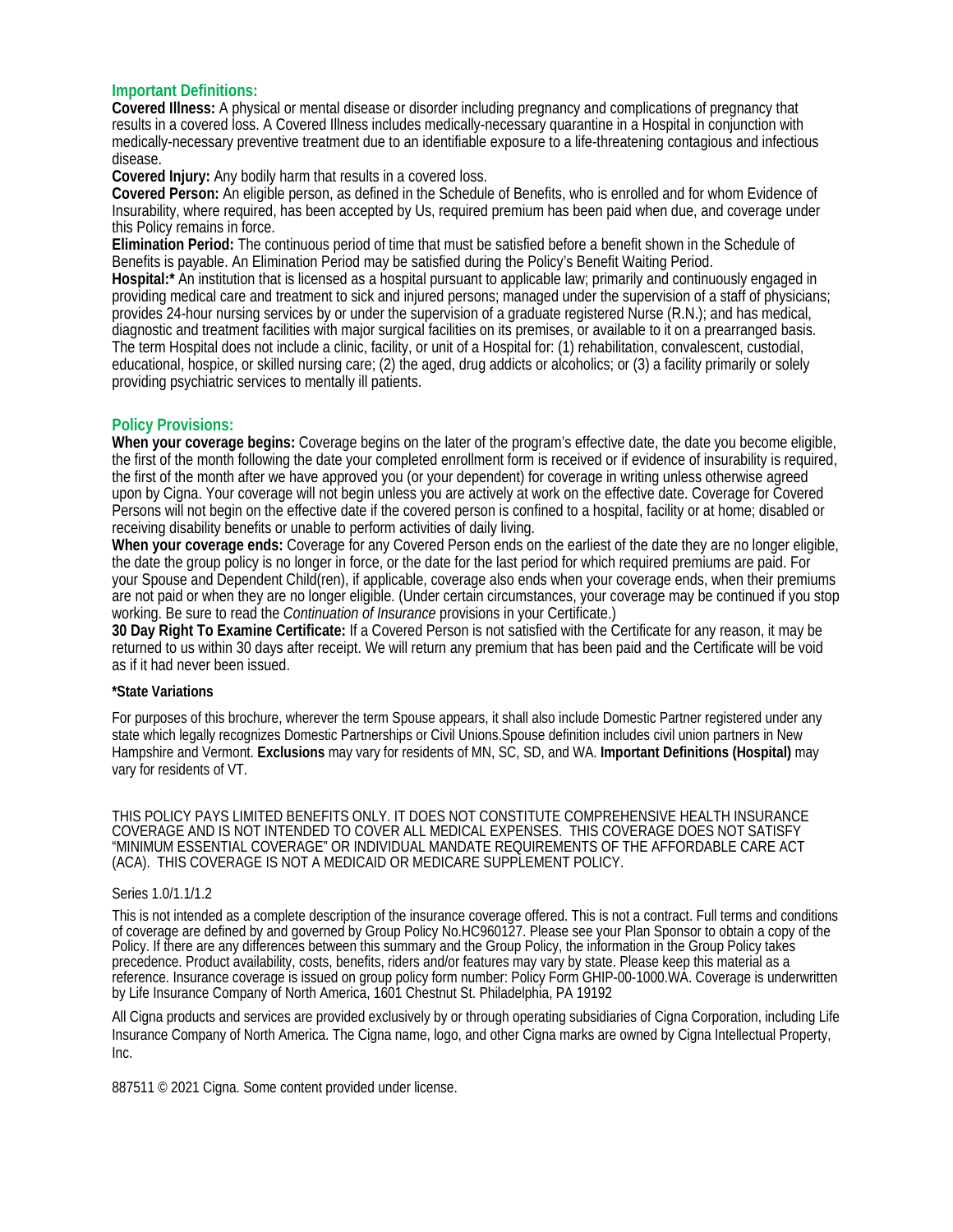## Important Definitions:

**Covered Illness:** A physical or mental disease or disorder including pregnancy and complications of pregnancy that results in a covered loss. A Covered Illness includes medically-necessary quarantine in a Hospital in conjunction with medically-necessary preventive treatment due to an identifiable exposure to a life-threatening contagious and infectious disease.

**Covered Injury:** Any bodily harm that results in a covered loss.

**Covered Person:** An eligible person, as defined in the Schedule of Benefits, who is enrolled and for whom Evidence of Insurability, where required, has been accepted by Us, required premium has been paid when due, and coverage under this Policy remains in force.

**Elimination Period:** The continuous period of time that must be satisfied before a benefit shown in the Schedule of Benefits is payable. An Elimination Period may be satisfied during the Policy's Benefit Waiting Period.

**Hospital:*** An institution that is licensed as a hospital pursuant to applicable law; primarily and continuously engaged in providing medical care and treatment to sick and injured persons; managed under the supervision of a staff of physicians; provides 24-hour nursing services by or under the supervision of a graduate registered Nurse (R.N.); and has medical, diagnostic and treatment facilities with major surgical facilities on its premises, or available to it on a prearranged basis. The term Hospital does not include a clinic, facility, or unit of a Hospital for: (1) rehabilitation, convalescent, custodial, educational, hospice, or skilled nursing care; (2) the aged, drug addicts or alcoholics; or (3) a facility primarily or solely providing psychiatric services to mentally ill patients.

## Policy Provisions:

**When your coverage begins:** Coverage begins on the later of the program's effective date, the date you become eligible, the first of the month following the date your completed enrollment form is received or if evidence of insurability is required, the first of the month after we have approved you (or your dependent) for coverage in writing unless otherwise agreed upon by Cigna. Your coverage will not begin unless you are actively at work on the effective date. Coverage for Covered Persons will not begin on the effective date if the covered person is confined to a hospital, facility or at home; disabled or receiving disability benefits or unable to perform activities of daily living.

**When your coverage ends:** Coverage for any Covered Person ends on the earliest of the date they are no longer eligible, the date the group policy is no longer in force, or the date for the last period for which required premiums are paid. For your Spouse and Dependent Child(ren), if applicable, coverage also ends when your coverage ends, when their premiums are not paid or when they are no longer eligible. (Under certain circumstances, your coverage may be continued if you stop working. Be sure to read the *Continuation of Insurance* provisions in your Certificate.)

**30 Day Right To Examine Certificate:** If a Covered Person is not satisfied with the Certificate for any reason, it may be returned to us within 30 days after receipt. We will return any premium that has been paid and the Certificate will be void as if it had never been issued.

**\*State Variations**

For purposes of this brochure, wherever the term Spouse appears, it shall also include Domestic Partner registered under any state which legally recognizes Domestic Partnerships or Civil Unions.Spouse definition includes civil union partners in New Hampshire and Vermont. **Exclusions** may vary for residents of MN, SC, SD, and WA. **Important Definitions (Hospital)** may vary for residents of VT.

THIS POLICY PAYS LIMITED BENEFITS ONLY. IT DOES NOT CONSTITUTE COMPREHENSIVE HEALTH INSURANCE COVERAGE AND IS NOT INTENDED TO COVER ALL MEDICAL EXPENSES. THIS COVERAGE DOES NOT SATISFY "MINIMUM ESSENTIAL COVERAGE" OR INDIVIDUAL MANDATE REQUIREMENTS OF THE AFFORDABLE CARE ACT (ACA). THIS COVERAGE IS NOT A MEDICAID OR MEDICARE SUPPLEMENT POLICY.

Series 1.0/1.1/1.2

This is not intended as a complete description of the insurance coverage offered. This is not a contract. Full terms and conditions of coverage are defined by and governed by Group Policy No.HC960127. Please see your Plan Sponsor to obtain a copy of the Policy. If there are any differences between this summary and the Group Policy, the information in the Group Policy takes precedence. Product availability, costs, benefits, riders and/or features may vary by state. Please keep this material as a reference. Insurance coverage is issued on group policy form number: Policy Form GHIP-00-1000.WA. Coverage is underwritten by Life Insurance Company of North America, 1601 Chestnut St. Philadelphia, PA 19192

All Cigna products and services are provided exclusively by or through operating subsidiaries of Cigna Corporation, including Life Insurance Company of North America. The Cigna name, logo, and other Cigna marks are owned by Cigna Intellectual Property, Inc.

887511 © 2021 Cigna. Some content provided under license.